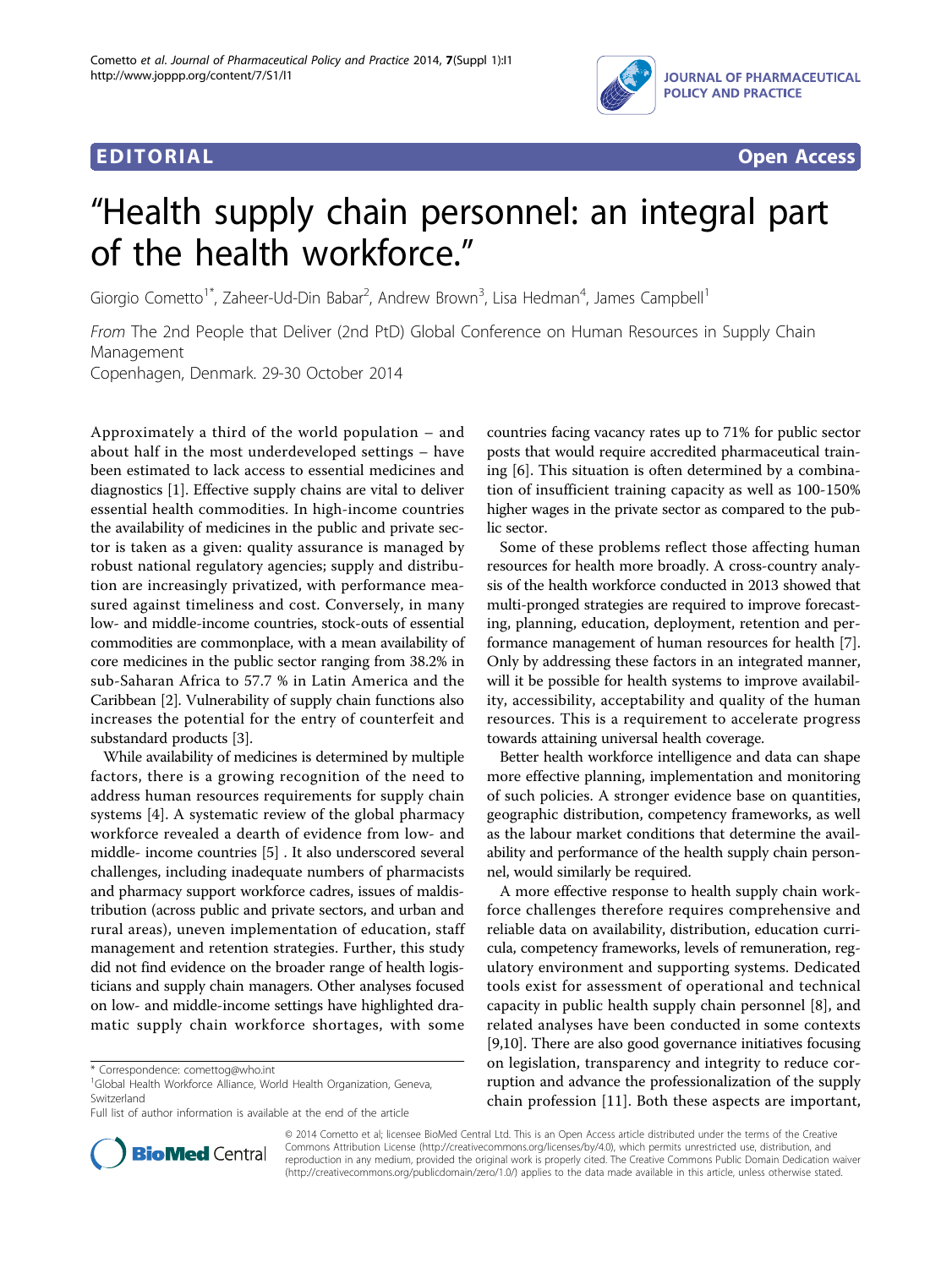**EDITORIAL** **Open Access**

# "Health supply chain personnel: an integral part of the health workforce."

Giorgio Cometto[1*], Zaheer-Ud-Din Babar[2], Andrew Brown[3], Lisa Hedman[4], James Campbell[1]

*From* The 2nd People that Deliver (2nd PtD) Global Conference on Human Resources in Supply Chain Management
Copenhagen, Denmark. 29-30 October 2014

Approximately a third of the world population – and about half in the most underdeveloped settings – have been estimated to lack access to essential medicines and diagnostics [1]. Effective supply chains are vital to deliver essential health commodities. In high-income countries the availability of medicines in the public and private sector is taken as a given: quality assurance is managed by robust national regulatory agencies; supply and distribution are increasingly privatized, with performance measured against timeliness and cost. Conversely, in many low- and middle-income countries, stock-outs of essential commodities are commonplace, with a mean availability of core medicines in the public sector ranging from 38.2% in sub-Saharan Africa to 57.7 % in Latin America and the Caribbean [2]. Vulnerability of supply chain functions also increases the potential for the entry of counterfeit and substandard products [3].

While availability of medicines is determined by multiple factors, there is a growing recognition of the need to address human resources requirements for supply chain systems [4]. A systematic review of the global pharmacy workforce revealed a dearth of evidence from low- and middle- income countries [5] . It also underscored several challenges, including inadequate numbers of pharmacists and pharmacy support workforce cadres, issues of maldistribution (across public and private sectors, and urban and rural areas), uneven implementation of education, staff management and retention strategies. Further, this study did not find evidence on the broader range of health logisticians and supply chain managers. Other analyses focused on low- and middle-income settings have highlighted dramatic supply chain workforce shortages, with some countries facing vacancy rates up to 71% for public sector posts that would require accredited pharmaceutical training [6]. This situation is often determined by a combination of insufficient training capacity as well as 100-150% higher wages in the private sector as compared to the public sector.

Some of these problems reflect those affecting human resources for health more broadly. A cross-country analysis of the health workforce conducted in 2013 showed that multi-pronged strategies are required to improve forecasting, planning, education, deployment, retention and performance management of human resources for health [7]. Only by addressing these factors in an integrated manner, will it be possible for health systems to improve availability, accessibility, acceptability and quality of the human resources. This is a requirement to accelerate progress towards attaining universal health coverage.

Better health workforce intelligence and data can shape more effective planning, implementation and monitoring of such policies. A stronger evidence base on quantities, geographic distribution, competency frameworks, as well as the labour market conditions that determine the availability and performance of the health supply chain personnel, would similarly be required.

A more effective response to health supply chain workforce challenges therefore requires comprehensive and reliable data on availability, distribution, education curricula, competency frameworks, levels of remuneration, regulatory environment and supporting systems. Dedicated tools exist for assessment of operational and technical capacity in public health supply chain personnel [8], and related analyses have been conducted in some contexts [9,10]. There are also good governance initiatives focusing on legislation, transparency and integrity to reduce corruption and advance the professionalization of the supply chain profession [11]. Both these aspects are important,

\* Correspondence: comettog@who.int
[1]Global Health Workforce Alliance, World Health Organization, Geneva, Switzerland
Full list of author information is available at the end of the article

© 2014 Cometto et al; licensee BioMed Central Ltd. This is an Open Access article distributed under the terms of the Creative Commons Attribution License (http://creativecommons.org/licenses/by/4.0), which permits unrestricted use, distribution, and reproduction in any medium, provided the original work is properly cited. The Creative Commons Public Domain Dedication waiver (http://creativecommons.org/publicdomain/zero/1.0/) applies to the data made available in this article, unless otherwise stated.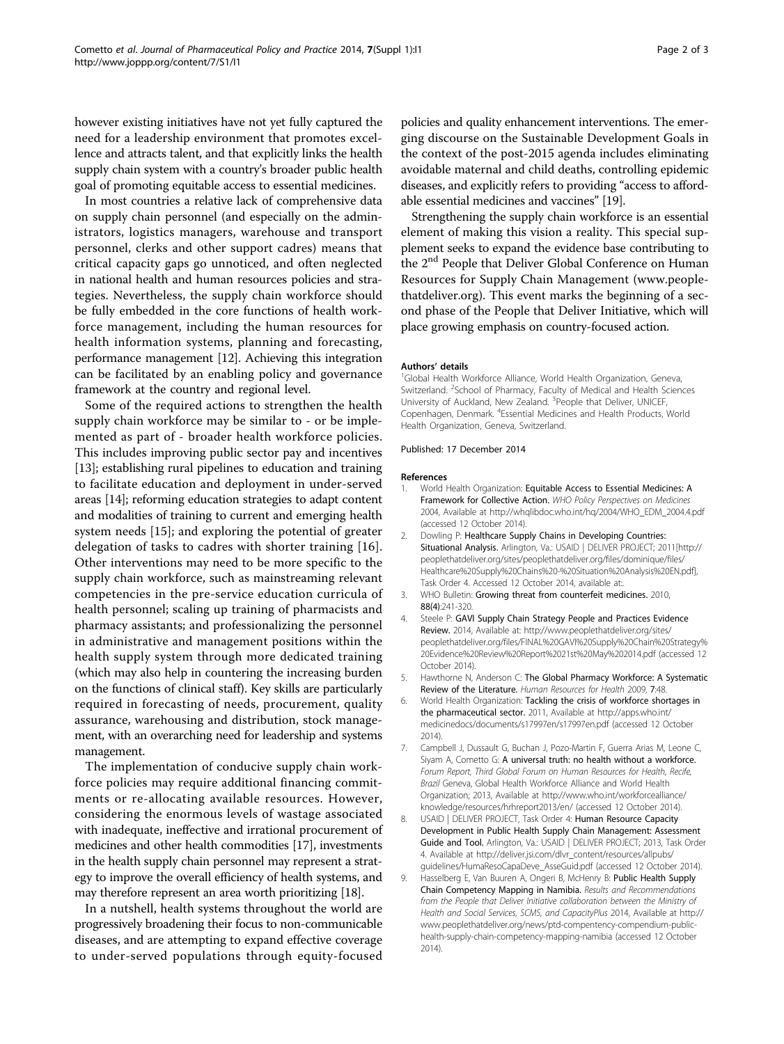however existing initiatives have not yet fully captured the need for a leadership environment that promotes excellence and attracts talent, and that explicitly links the health supply chain system with a country's broader public health goal of promoting equitable access to essential medicines.

In most countries a relative lack of comprehensive data on supply chain personnel (and especially on the administrators, logistics managers, warehouse and transport personnel, clerks and other support cadres) means that critical capacity gaps go unnoticed, and often neglected in national health and human resources policies and strategies. Nevertheless, the supply chain workforce should be fully embedded in the core functions of health workforce management, including the human resources for health information systems, planning and forecasting, performance management [12]. Achieving this integration can be facilitated by an enabling policy and governance framework at the country and regional level.

Some of the required actions to strengthen the health supply chain workforce may be similar to - or be implemented as part of - broader health workforce policies. This includes improving public sector pay and incentives [13]; establishing rural pipelines to education and training to facilitate education and deployment in under-served areas [14]; reforming education strategies to adapt content and modalities of training to current and emerging health system needs [15]; and exploring the potential of greater delegation of tasks to cadres with shorter training [16]. Other interventions may need to be more specific to the supply chain workforce, such as mainstreaming relevant competencies in the pre-service education curricula of health personnel; scaling up training of pharmacists and pharmacy assistants; and professionalizing the personnel in administrative and management positions within the health supply system through more dedicated training (which may also help in countering the increasing burden on the functions of clinical staff). Key skills are particularly required in forecasting of needs, procurement, quality assurance, warehousing and distribution, stock management, with an overarching need for leadership and systems management.

The implementation of conducive supply chain workforce policies may require additional financing commitments or re-allocating available resources. However, considering the enormous levels of wastage associated with inadequate, ineffective and irrational procurement of medicines and other health commodities [17], investments in the health supply chain personnel may represent a strategy to improve the overall efficiency of health systems, and may therefore represent an area worth prioritizing [18].

In a nutshell, health systems throughout the world are progressively broadening their focus to non-communicable diseases, and are attempting to expand effective coverage to under-served populations through equity-focused policies and quality enhancement interventions. The emerging discourse on the Sustainable Development Goals in the context of the post-2015 agenda includes eliminating avoidable maternal and child deaths, controlling epidemic diseases, and explicitly refers to providing "access to affordable essential medicines and vaccines" [19].

Strengthening the supply chain workforce is an essential element of making this vision a reality. This special supplement seeks to expand the evidence base contributing to the 2nd People that Deliver Global Conference on Human Resources for Supply Chain Management (www.peoplethatdeliver.org). This event marks the beginning of a second phase of the People that Deliver Initiative, which will place growing emphasis on country-focused action.

#### Authors' details

[1]Global Health Workforce Alliance, World Health Organization, Geneva, Switzerland. [2]School of Pharmacy, Faculty of Medical and Health Sciences University of Auckland, New Zealand. [3]People that Deliver, UNICEF, Copenhagen, Denmark. [4]Essential Medicines and Health Products, World Health Organization, Geneva, Switzerland.

Published: 17 December 2014

#### References

1. World Health Organization: **Equitable Access to Essential Medicines: A Framework for Collective Action.** *WHO Policy Perspectives on Medicines* 2004, Available at http://whqlibdoc.who.int/hq/2004/WHO_EDM_2004.4.pdf (accessed 12 October 2014).
2. Dowling P: **Healthcare Supply Chains in Developing Countries: Situational Analysis.** Arlington, Va.: USAID | DELIVER PROJECT; 2011[http://peoplethatdeliver.org/sites/peoplethatdeliver.org/files/dominique/files/Healthcare%20Supply%20Chains%20-%20Situation%20Analysis%20EN.pdf], Task Order 4. Accessed 12 October 2014, available at:.
3. WHO Bulletin: **Growing threat from counterfeit medicines.** 2010, **88(4)**:241-320.
4. Steele P: **GAVI Supply Chain Strategy People and Practices Evidence Review.** 2014, Available at: http://www.peoplethatdeliver.org/sites/peoplethatdeliver.org/files/FINAL%20GAVI%20Supply%20Chain%20Strategy%20Evidence%20Review%20Report%2021st%20May%202014.pdf (accessed 12 October 2014).
5. Hawthorne N, Anderson C: **The Global Pharmacy Workforce: A Systematic Review of the Literature.** *Human Resources for Health* 2009, **7**:48.
6. World Health Organization: **Tackling the crisis of workforce shortages in the pharmaceutical sector.** 2011, Available at http://apps.who.int/medicinedocs/documents/s17997en/s17997en.pdf (accessed 12 October 2014).
7. Campbell J, Dussault G, Buchan J, Pozo-Martin F, Guerra Arias M, Leone C, Siyam A, Cometto G: **A universal truth: no health without a workforce.** *Forum Report, Third Global Forum on Human Resources for Health, Recife, Brazil* Geneva, Global Health Workforce Alliance and World Health Organization; 2013, Available at http://www.who.int/workforcealliance/knowledge/resources/hrhreport2013/en/ (accessed 12 October 2014).
8. USAID | DELIVER PROJECT, Task Order 4: **Human Resource Capacity Development in Public Health Supply Chain Management: Assessment Guide and Tool.** Arlington, Va.: USAID | DELIVER PROJECT; 2013, Task Order 4. Available at http://deliver.jsi.com/dlvr_content/resources/allpubs/guidelines/HumaResoCapaDeve_AsseGuid.pdf (accessed 12 October 2014).
9. Hasselberg E, Van Buuren A, Ongeri B, McHenry B: **Public Health Supply Chain Competency Mapping in Namibia.** *Results and Recommendations from the People that Deliver Initiative collaboration between the Ministry of Health and Social Services, SCMS, and CapacityPlus* 2014, Available at http://www.peoplethatdeliver.org/news/ptd-compentency-compendium-public-health-supply-chain-competency-mapping-namibia (accessed 12 October 2014).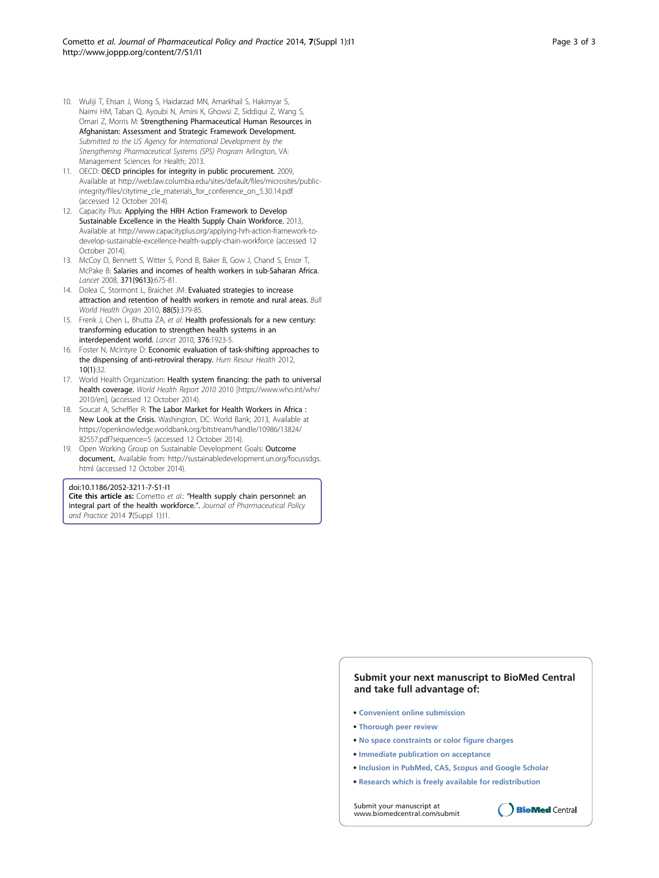10. Wuliji T, Ehsan J, Wong S, Haidarzad MN, Amarkhail S, Hakimyar S, Naimi HM, Taban Q, Ayoubi N, Amini K, Ghowsi Z, Siddiqui Z, Wang S, Omari Z, Morris M: **Strengthening Pharmaceutical Human Resources in Afghanistan: Assessment and Strategic Framework Development.** *Submitted to the US Agency for International Development by the Strengthening Pharmaceutical Systems (SPS) Program* Arlington, VA: Management Sciences for Health; 2013.
11. OECD: **OECD principles for integrity in public procurement.** 2009, Available at http://web.law.columbia.edu/sites/default/files/microsites/public-integrity/files/citytime_cle_materials_for_conference_on_5.30.14.pdf (accessed 12 October 2014).
12. Capacity Plus: **Applying the HRH Action Framework to Develop Sustainable Excellence in the Health Supply Chain Workforce.** 2013, Available at http://www.capacityplus.org/applying-hrh-action-framework-to-develop-sustainable-excellence-health-supply-chain-workforce (accessed 12 October 2014).
13. McCoy D, Bennett S, Witter S, Pond B, Baker B, Gow J, Chand S, Ensor T, McPake B: **Salaries and incomes of health workers in sub-Saharan Africa.** *Lancet* 2008, **371(9613)**:675-81.
14. Dolea C, Stormont L, Braichet JM: **Evaluated strategies to increase attraction and retention of health workers in remote and rural areas.** *Bull World Health Organ* 2010, **88(5)**:379-85.
15. Frenk J, Chen L, Bhutta ZA, *et al*: **Health professionals for a new century: transforming education to strengthen health systems in an interdependent world.** *Lancet* 2010, **376**:1923-5.
16. Foster N, McIntyre D: **Economic evaluation of task-shifting approaches to the dispensing of anti-retroviral therapy.** *Hum Resour Health* 2012, **10(1)**:32.
17. World Health Organization: **Health system financing: the path to universal health coverage.** *World Health Report 2010* 2010 [https://www.who.int/whr/2010/en], (accessed 12 October 2014).
18. Soucat A, Scheffler R: **The Labor Market for Health Workers in Africa : New Look at the Crisis.** Washington, DC: World Bank; 2013, Available at https://openknowledge.worldbank.org/bitstream/handle/10986/13824/82557.pdf?sequence=5 (accessed 12 October 2014).
19. Open Working Group on Sustainable Development Goals: **Outcome document.**, Available from: http://sustainabledevelopment.un.org/focussdgs.html (accessed 12 October 2014).

doi:10.1186/2052-3211-7-S1-I1

**Cite this article as:** Cometto *et al.*: "Health supply chain personnel: an integral part of the health workforce.". *Journal of Pharmaceutical Policy and Practice* 2014 **7**(Suppl 1):I1.

**Submit your next manuscript to BioMed Central and take full advantage of:**

- **Convenient online submission**
- **Thorough peer review**
- **No space constraints or color figure charges**
- **Immediate publication on acceptance**
- **Inclusion in PubMed, CAS, Scopus and Google Scholar**
- **Research which is freely available for redistribution**

Submit your manuscript at www.biomedcentral.com/submit

BioMed Central